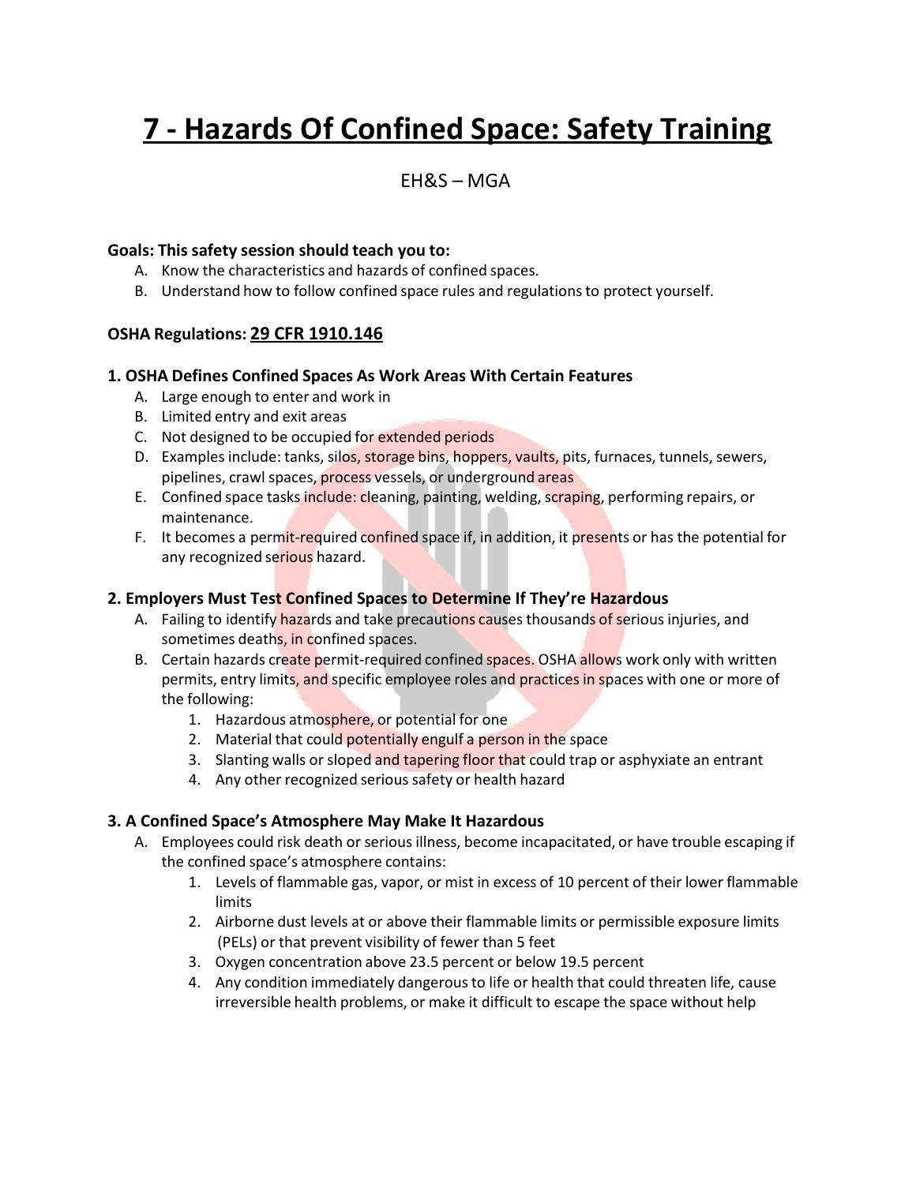# 7 - Hazards Of Confined Space: Safety Training

EH&S – MGA

**Goals: This safety session should teach you to:**

A. Know the characteristics and hazards of confined spaces.
B. Understand how to follow confined space rules and regulations to protect yourself.

**OSHA Regulations: 29 CFR 1910.146**

### 1. OSHA Defines Confined Spaces As Work Areas With Certain Features

A. Large enough to enter and work in
B. Limited entry and exit areas
C. Not designed to be occupied for extended periods
D. Examples include: tanks, silos, storage bins, hoppers, vaults, pits, furnaces, tunnels, sewers, pipelines, crawl spaces, process vessels, or underground areas
E. Confined space tasks include: cleaning, painting, welding, scraping, performing repairs, or maintenance.
F. It becomes a permit-required confined space if, in addition, it presents or has the potential for any recognized serious hazard.

### 2. Employers Must Test Confined Spaces to Determine If They're Hazardous

A. Failing to identify hazards and take precautions causes thousands of serious injuries, and sometimes deaths, in confined spaces.
B. Certain hazards create permit-required confined spaces. OSHA allows work only with written permits, entry limits, and specific employee roles and practices in spaces with one or more of the following:
   1. Hazardous atmosphere, or potential for one
   2. Material that could potentially engulf a person in the space
   3. Slanting walls or sloped and tapering floor that could trap or asphyxiate an entrant
   4. Any other recognized serious safety or health hazard

### 3. A Confined Space's Atmosphere May Make It Hazardous

A. Employees could risk death or serious illness, become incapacitated, or have trouble escaping if the confined space's atmosphere contains:
   1. Levels of flammable gas, vapor, or mist in excess of 10 percent of their lower flammable limits
   2. Airborne dust levels at or above their flammable limits or permissible exposure limits (PELs) or that prevent visibility of fewer than 5 feet
   3. Oxygen concentration above 23.5 percent or below 19.5 percent
   4. Any condition immediately dangerous to life or health that could threaten life, cause irreversible health problems, or make it difficult to escape the space without help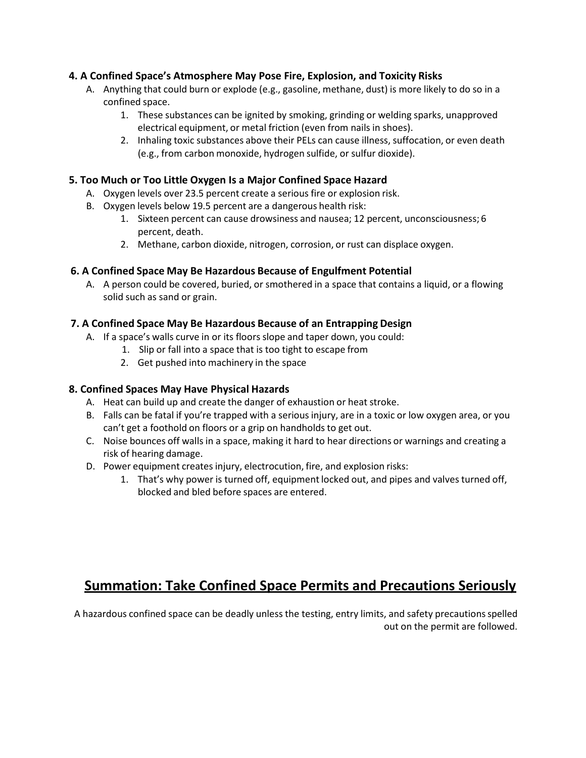### 4. A Confined Space's Atmosphere May Pose Fire, Explosion, and Toxicity Risks

A. Anything that could burn or explode (e.g., gasoline, methane, dust) is more likely to do so in a confined space.
   1. These substances can be ignited by smoking, grinding or welding sparks, unapproved electrical equipment, or metal friction (even from nails in shoes).
   2. Inhaling toxic substances above their PELs can cause illness, suffocation, or even death (e.g., from carbon monoxide, hydrogen sulfide, or sulfur dioxide).

### 5. Too Much or Too Little Oxygen Is a Major Confined Space Hazard

A. Oxygen levels over 23.5 percent create a serious fire or explosion risk.
B. Oxygen levels below 19.5 percent are a dangerous health risk:
   1. Sixteen percent can cause drowsiness and nausea; 12 percent, unconsciousness; 6 percent, death.
   2. Methane, carbon dioxide, nitrogen, corrosion, or rust can displace oxygen.

### 6. A Confined Space May Be Hazardous Because of Engulfment Potential

A. A person could be covered, buried, or smothered in a space that contains a liquid, or a flowing solid such as sand or grain.

### 7. A Confined Space May Be Hazardous Because of an Entrapping Design

A. If a space's walls curve in or its floors slope and taper down, you could:
   1. Slip or fall into a space that is too tight to escape from
   2. Get pushed into machinery in the space

### 8. Confined Spaces May Have Physical Hazards

A. Heat can build up and create the danger of exhaustion or heat stroke.
B. Falls can be fatal if you're trapped with a serious injury, are in a toxic or low oxygen area, or you can't get a foothold on floors or a grip on handholds to get out.
C. Noise bounces off walls in a space, making it hard to hear directions or warnings and creating a risk of hearing damage.
D. Power equipment creates injury, electrocution, fire, and explosion risks:
   1. That's why power is turned off, equipment locked out, and pipes and valves turned off, blocked and bled before spaces are entered.

## Summation: Take Confined Space Permits and Precautions Seriously

A hazardous confined space can be deadly unless the testing, entry limits, and safety precautions spelled out on the permit are followed.